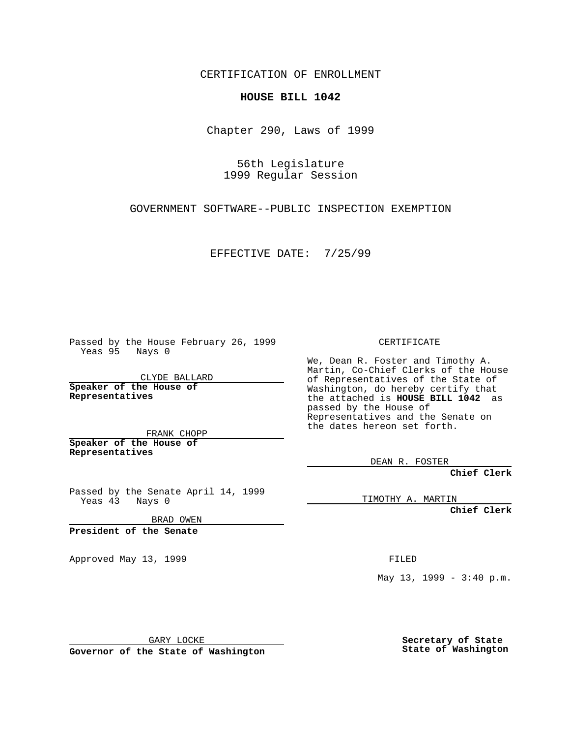CERTIFICATION OF ENROLLMENT

**HOUSE BILL 1042**

Chapter 290, Laws of 1999

56th Legislature
1999 Regular Session

GOVERNMENT SOFTWARE--PUBLIC INSPECTION EXEMPTION

EFFECTIVE DATE: 7/25/99

Passed by the House February 26, 1999
Yeas 95 Nays 0

CLYDE BALLARD
**Speaker of the House of Representatives**

FRANK CHOPP
**Speaker of the House of Representatives**

Passed by the Senate April 14, 1999
Yeas 43 Nays 0

BRAD OWEN
**President of the Senate**

Approved May 13, 1999

GARY LOCKE
**Governor of the State of Washington**

CERTIFICATE

We, Dean R. Foster and Timothy A. Martin, Co-Chief Clerks of the House of Representatives of the State of Washington, do hereby certify that the attached is **HOUSE BILL 1042** as passed by the House of Representatives and the Senate on the dates hereon set forth.

DEAN R. FOSTER
**Chief Clerk**

TIMOTHY A. MARTIN
**Chief Clerk**

FILED

May 13, 1999 - 3:40 p.m.

**Secretary of State**
**State of Washington**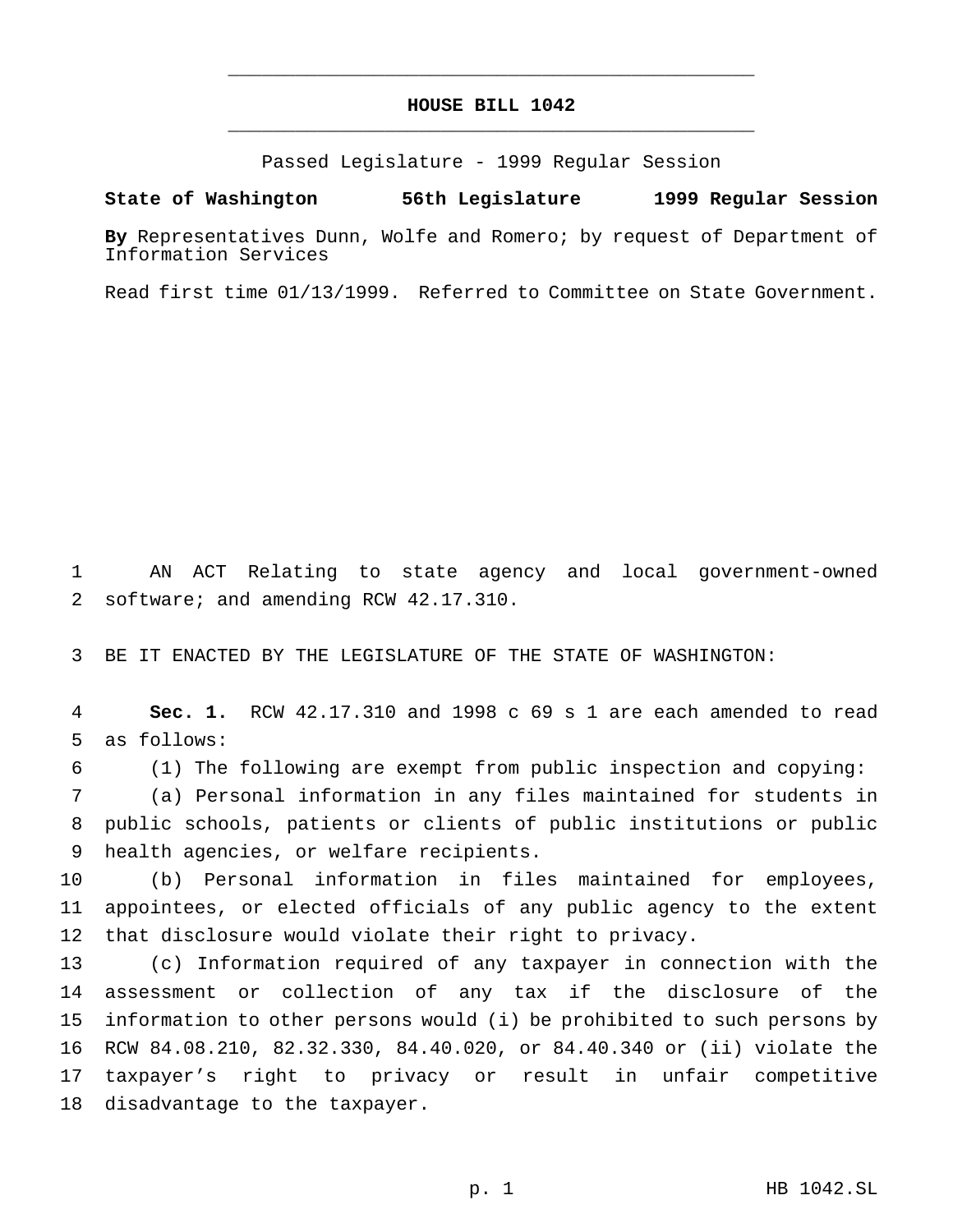# HOUSE BILL 1042

Passed Legislature - 1999 Regular Session

**State of Washington 56th Legislature 1999 Regular Session**

**By** Representatives Dunn, Wolfe and Romero; by request of Department of Information Services

Read first time 01/13/1999. Referred to Committee on State Government.

AN ACT Relating to state agency and local government-owned software; and amending RCW 42.17.310.

BE IT ENACTED BY THE LEGISLATURE OF THE STATE OF WASHINGTON:

**Sec. 1.** RCW 42.17.310 and 1998 c 69 s 1 are each amended to read as follows:

(1) The following are exempt from public inspection and copying:

(a) Personal information in any files maintained for students in public schools, patients or clients of public institutions or public health agencies, or welfare recipients.

(b) Personal information in files maintained for employees, appointees, or elected officials of any public agency to the extent that disclosure would violate their right to privacy.

(c) Information required of any taxpayer in connection with the assessment or collection of any tax if the disclosure of the information to other persons would (i) be prohibited to such persons by RCW 84.08.210, 82.32.330, 84.40.020, or 84.40.340 or (ii) violate the taxpayer's right to privacy or result in unfair competitive disadvantage to the taxpayer.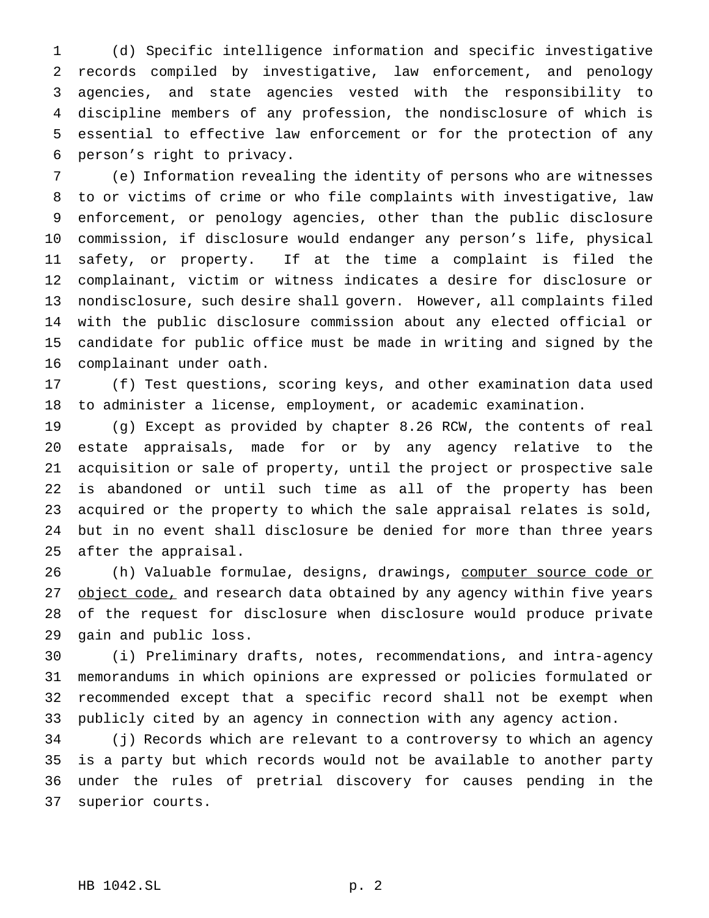(d) Specific intelligence information and specific investigative records compiled by investigative, law enforcement, and penology agencies, and state agencies vested with the responsibility to discipline members of any profession, the nondisclosure of which is essential to effective law enforcement or for the protection of any person's right to privacy.

(e) Information revealing the identity of persons who are witnesses to or victims of crime or who file complaints with investigative, law enforcement, or penology agencies, other than the public disclosure commission, if disclosure would endanger any person's life, physical safety, or property. If at the time a complaint is filed the complainant, victim or witness indicates a desire for disclosure or nondisclosure, such desire shall govern. However, all complaints filed with the public disclosure commission about any elected official or candidate for public office must be made in writing and signed by the complainant under oath.

(f) Test questions, scoring keys, and other examination data used to administer a license, employment, or academic examination.

(g) Except as provided by chapter 8.26 RCW, the contents of real estate appraisals, made for or by any agency relative to the acquisition or sale of property, until the project or prospective sale is abandoned or until such time as all of the property has been acquired or the property to which the sale appraisal relates is sold, but in no event shall disclosure be denied for more than three years after the appraisal.

(h) Valuable formulae, designs, drawings, <u>computer source code or object code,</u> and research data obtained by any agency within five years of the request for disclosure when disclosure would produce private gain and public loss.

(i) Preliminary drafts, notes, recommendations, and intra-agency memorandums in which opinions are expressed or policies formulated or recommended except that a specific record shall not be exempt when publicly cited by an agency in connection with any agency action.

(j) Records which are relevant to a controversy to which an agency is a party but which records would not be available to another party under the rules of pretrial discovery for causes pending in the superior courts.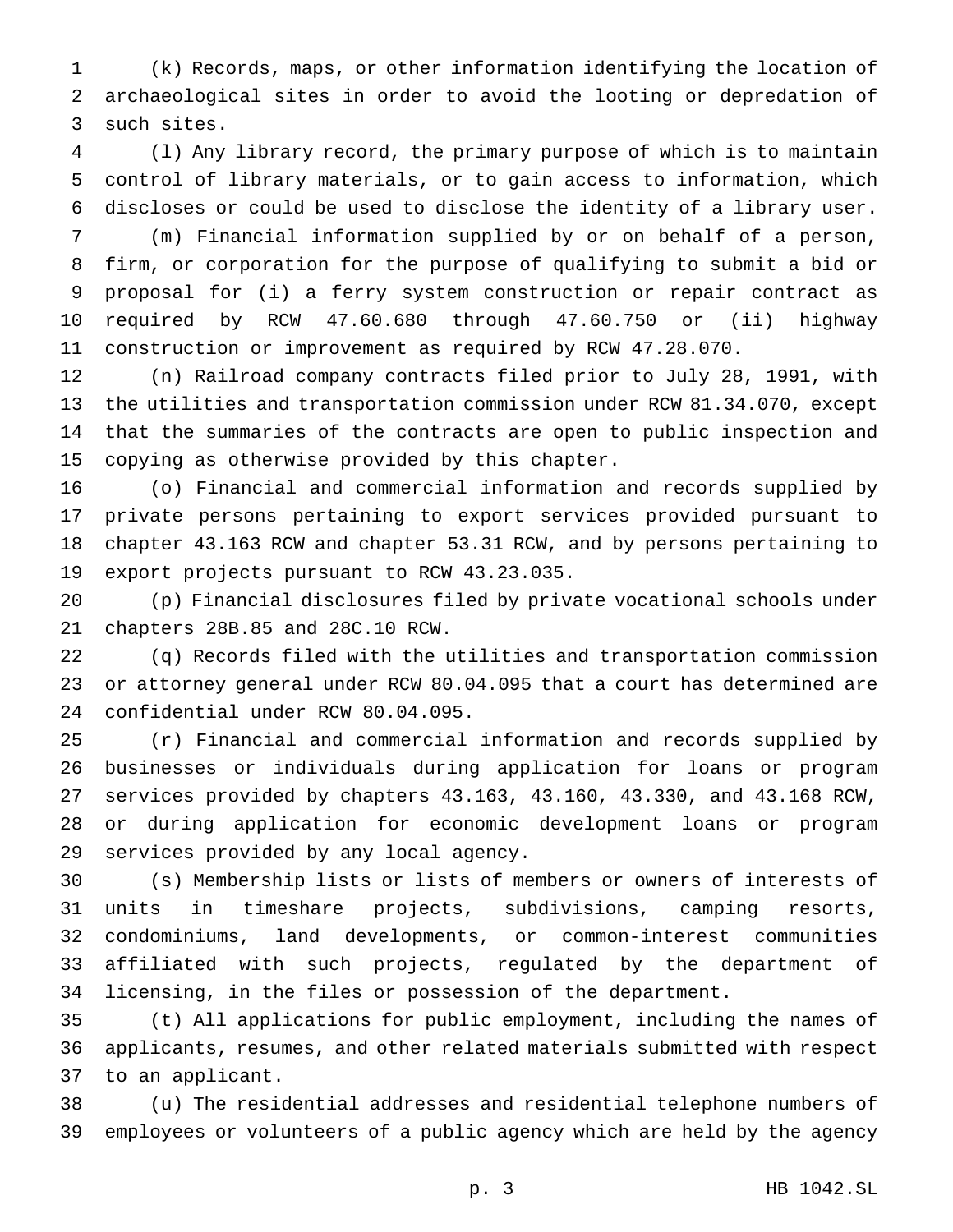(k) Records, maps, or other information identifying the location of archaeological sites in order to avoid the looting or depredation of such sites.

(l) Any library record, the primary purpose of which is to maintain control of library materials, or to gain access to information, which discloses or could be used to disclose the identity of a library user.

(m) Financial information supplied by or on behalf of a person, firm, or corporation for the purpose of qualifying to submit a bid or proposal for (i) a ferry system construction or repair contract as required by RCW 47.60.680 through 47.60.750 or (ii) highway construction or improvement as required by RCW 47.28.070.

(n) Railroad company contracts filed prior to July 28, 1991, with the utilities and transportation commission under RCW 81.34.070, except that the summaries of the contracts are open to public inspection and copying as otherwise provided by this chapter.

(o) Financial and commercial information and records supplied by private persons pertaining to export services provided pursuant to chapter 43.163 RCW and chapter 53.31 RCW, and by persons pertaining to export projects pursuant to RCW 43.23.035.

(p) Financial disclosures filed by private vocational schools under chapters 28B.85 and 28C.10 RCW.

(q) Records filed with the utilities and transportation commission or attorney general under RCW 80.04.095 that a court has determined are confidential under RCW 80.04.095.

(r) Financial and commercial information and records supplied by businesses or individuals during application for loans or program services provided by chapters 43.163, 43.160, 43.330, and 43.168 RCW, or during application for economic development loans or program services provided by any local agency.

(s) Membership lists or lists of members or owners of interests of units in timeshare projects, subdivisions, camping resorts, condominiums, land developments, or common-interest communities affiliated with such projects, regulated by the department of licensing, in the files or possession of the department.

(t) All applications for public employment, including the names of applicants, resumes, and other related materials submitted with respect to an applicant.

(u) The residential addresses and residential telephone numbers of employees or volunteers of a public agency which are held by the agency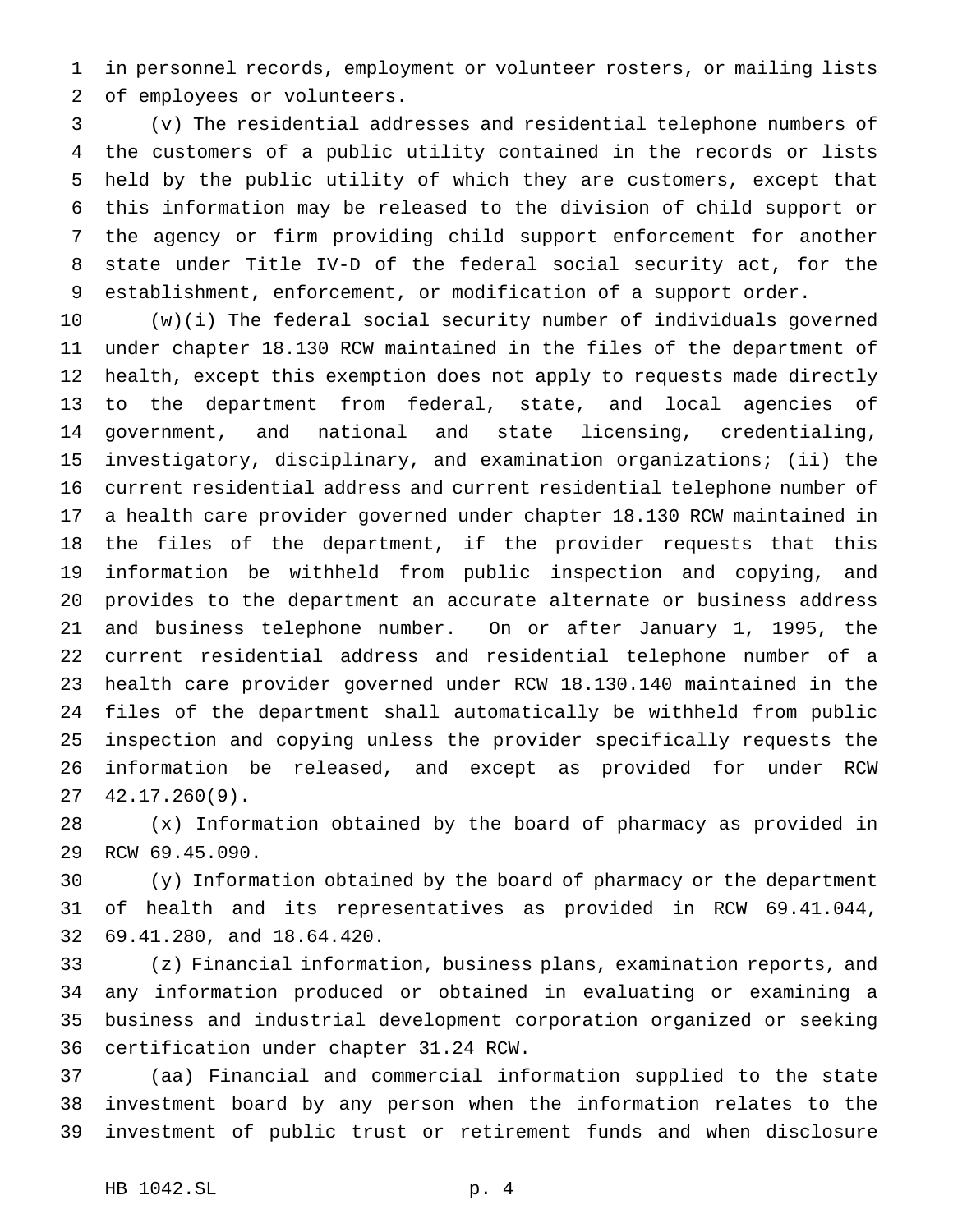in personnel records, employment or volunteer rosters, or mailing lists of employees or volunteers.

(v) The residential addresses and residential telephone numbers of the customers of a public utility contained in the records or lists held by the public utility of which they are customers, except that this information may be released to the division of child support or the agency or firm providing child support enforcement for another state under Title IV-D of the federal social security act, for the establishment, enforcement, or modification of a support order.

(w)(i) The federal social security number of individuals governed under chapter 18.130 RCW maintained in the files of the department of health, except this exemption does not apply to requests made directly to the department from federal, state, and local agencies of government, and national and state licensing, credentialing, investigatory, disciplinary, and examination organizations; (ii) the current residential address and current residential telephone number of a health care provider governed under chapter 18.130 RCW maintained in the files of the department, if the provider requests that this information be withheld from public inspection and copying, and provides to the department an accurate alternate or business address and business telephone number. On or after January 1, 1995, the current residential address and residential telephone number of a health care provider governed under RCW 18.130.140 maintained in the files of the department shall automatically be withheld from public inspection and copying unless the provider specifically requests the information be released, and except as provided for under RCW 42.17.260(9).

(x) Information obtained by the board of pharmacy as provided in RCW 69.45.090.

(y) Information obtained by the board of pharmacy or the department of health and its representatives as provided in RCW 69.41.044, 69.41.280, and 18.64.420.

(z) Financial information, business plans, examination reports, and any information produced or obtained in evaluating or examining a business and industrial development corporation organized or seeking certification under chapter 31.24 RCW.

(aa) Financial and commercial information supplied to the state investment board by any person when the information relates to the investment of public trust or retirement funds and when disclosure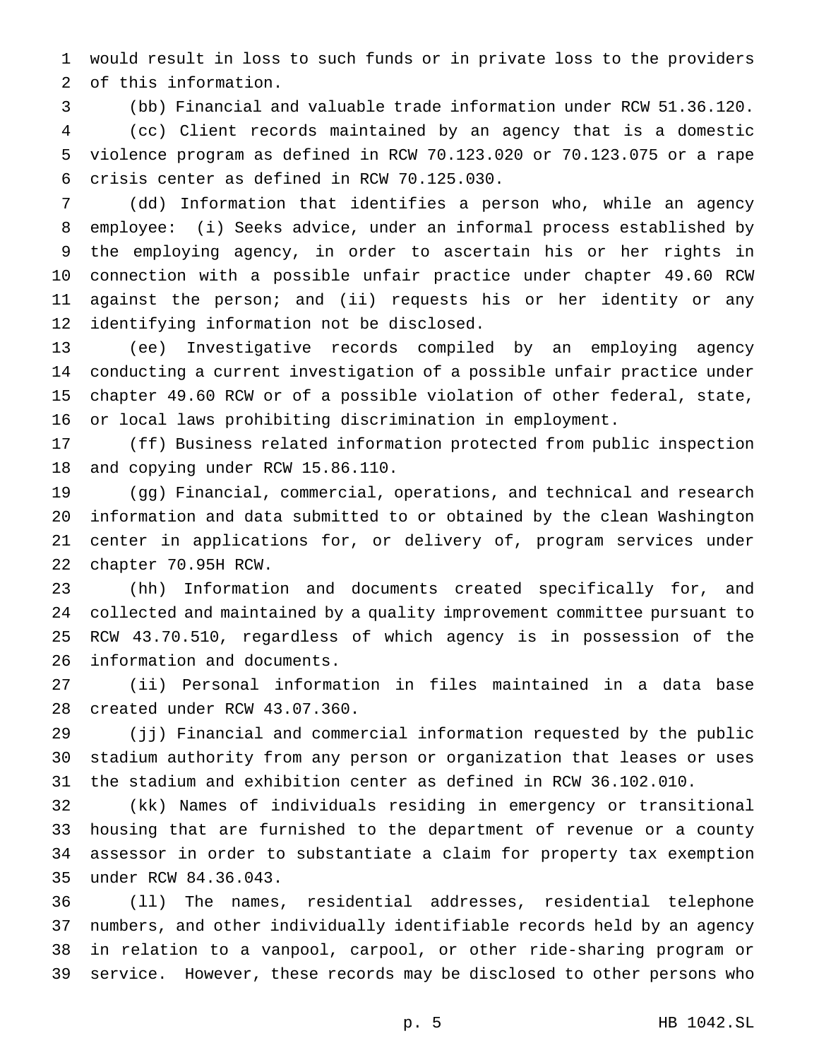would result in loss to such funds or in private loss to the providers of this information.

(bb) Financial and valuable trade information under RCW 51.36.120.

(cc) Client records maintained by an agency that is a domestic violence program as defined in RCW 70.123.020 or 70.123.075 or a rape crisis center as defined in RCW 70.125.030.

(dd) Information that identifies a person who, while an agency employee: (i) Seeks advice, under an informal process established by the employing agency, in order to ascertain his or her rights in connection with a possible unfair practice under chapter 49.60 RCW against the person; and (ii) requests his or her identity or any identifying information not be disclosed.

(ee) Investigative records compiled by an employing agency conducting a current investigation of a possible unfair practice under chapter 49.60 RCW or of a possible violation of other federal, state, or local laws prohibiting discrimination in employment.

(ff) Business related information protected from public inspection and copying under RCW 15.86.110.

(gg) Financial, commercial, operations, and technical and research information and data submitted to or obtained by the clean Washington center in applications for, or delivery of, program services under chapter 70.95H RCW.

(hh) Information and documents created specifically for, and collected and maintained by a quality improvement committee pursuant to RCW 43.70.510, regardless of which agency is in possession of the information and documents.

(ii) Personal information in files maintained in a data base created under RCW 43.07.360.

(jj) Financial and commercial information requested by the public stadium authority from any person or organization that leases or uses the stadium and exhibition center as defined in RCW 36.102.010.

(kk) Names of individuals residing in emergency or transitional housing that are furnished to the department of revenue or a county assessor in order to substantiate a claim for property tax exemption under RCW 84.36.043.

(ll) The names, residential addresses, residential telephone numbers, and other individually identifiable records held by an agency in relation to a vanpool, carpool, or other ride-sharing program or service. However, these records may be disclosed to other persons who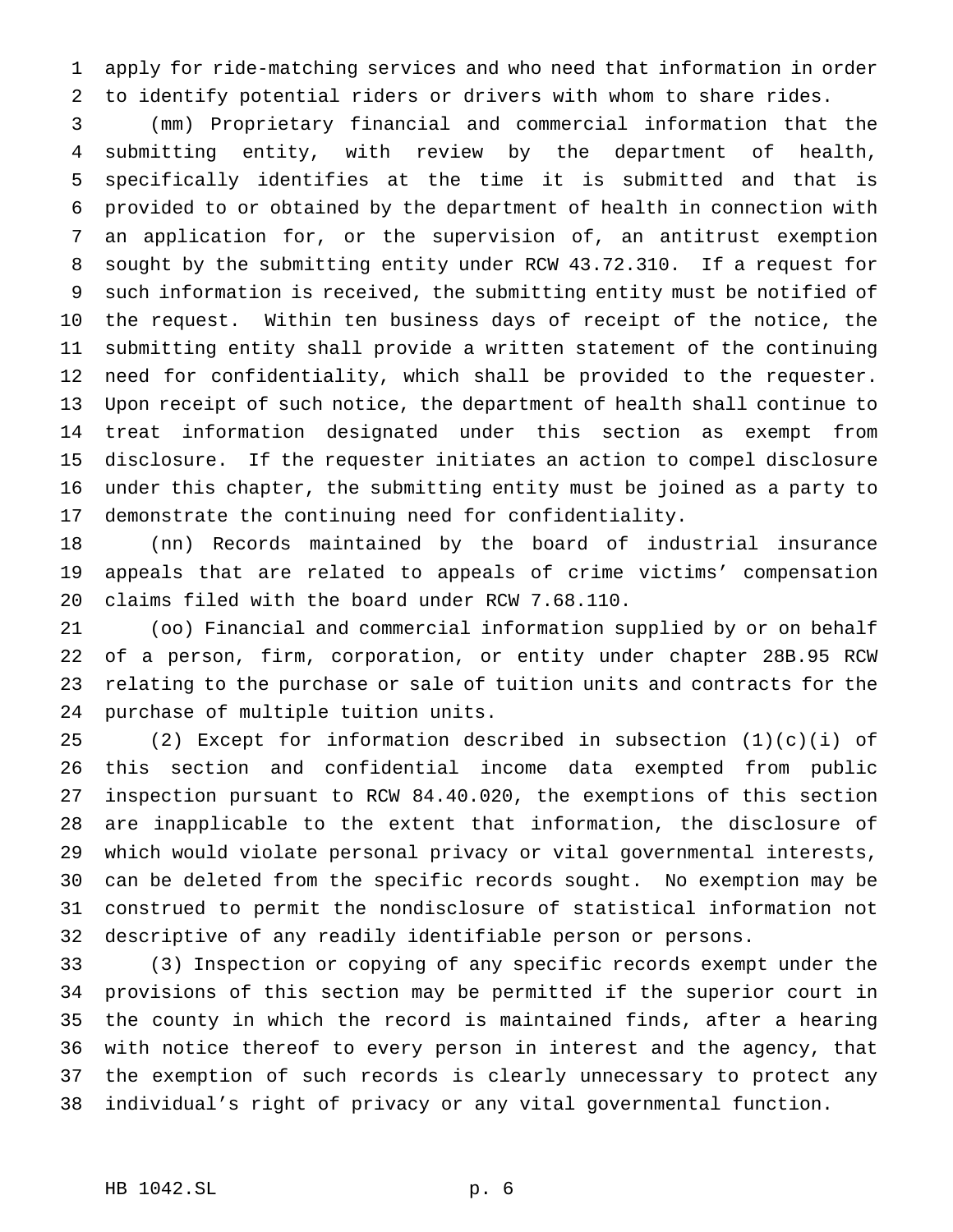apply for ride-matching services and who need that information in order to identify potential riders or drivers with whom to share rides.

(mm) Proprietary financial and commercial information that the submitting entity, with review by the department of health, specifically identifies at the time it is submitted and that is provided to or obtained by the department of health in connection with an application for, or the supervision of, an antitrust exemption sought by the submitting entity under RCW 43.72.310. If a request for such information is received, the submitting entity must be notified of the request. Within ten business days of receipt of the notice, the submitting entity shall provide a written statement of the continuing need for confidentiality, which shall be provided to the requester. Upon receipt of such notice, the department of health shall continue to treat information designated under this section as exempt from disclosure. If the requester initiates an action to compel disclosure under this chapter, the submitting entity must be joined as a party to demonstrate the continuing need for confidentiality.

(nn) Records maintained by the board of industrial insurance appeals that are related to appeals of crime victims' compensation claims filed with the board under RCW 7.68.110.

(oo) Financial and commercial information supplied by or on behalf of a person, firm, corporation, or entity under chapter 28B.95 RCW relating to the purchase or sale of tuition units and contracts for the purchase of multiple tuition units.

(2) Except for information described in subsection (1)(c)(i) of this section and confidential income data exempted from public inspection pursuant to RCW 84.40.020, the exemptions of this section are inapplicable to the extent that information, the disclosure of which would violate personal privacy or vital governmental interests, can be deleted from the specific records sought. No exemption may be construed to permit the nondisclosure of statistical information not descriptive of any readily identifiable person or persons.

(3) Inspection or copying of any specific records exempt under the provisions of this section may be permitted if the superior court in the county in which the record is maintained finds, after a hearing with notice thereof to every person in interest and the agency, that the exemption of such records is clearly unnecessary to protect any individual's right of privacy or any vital governmental function.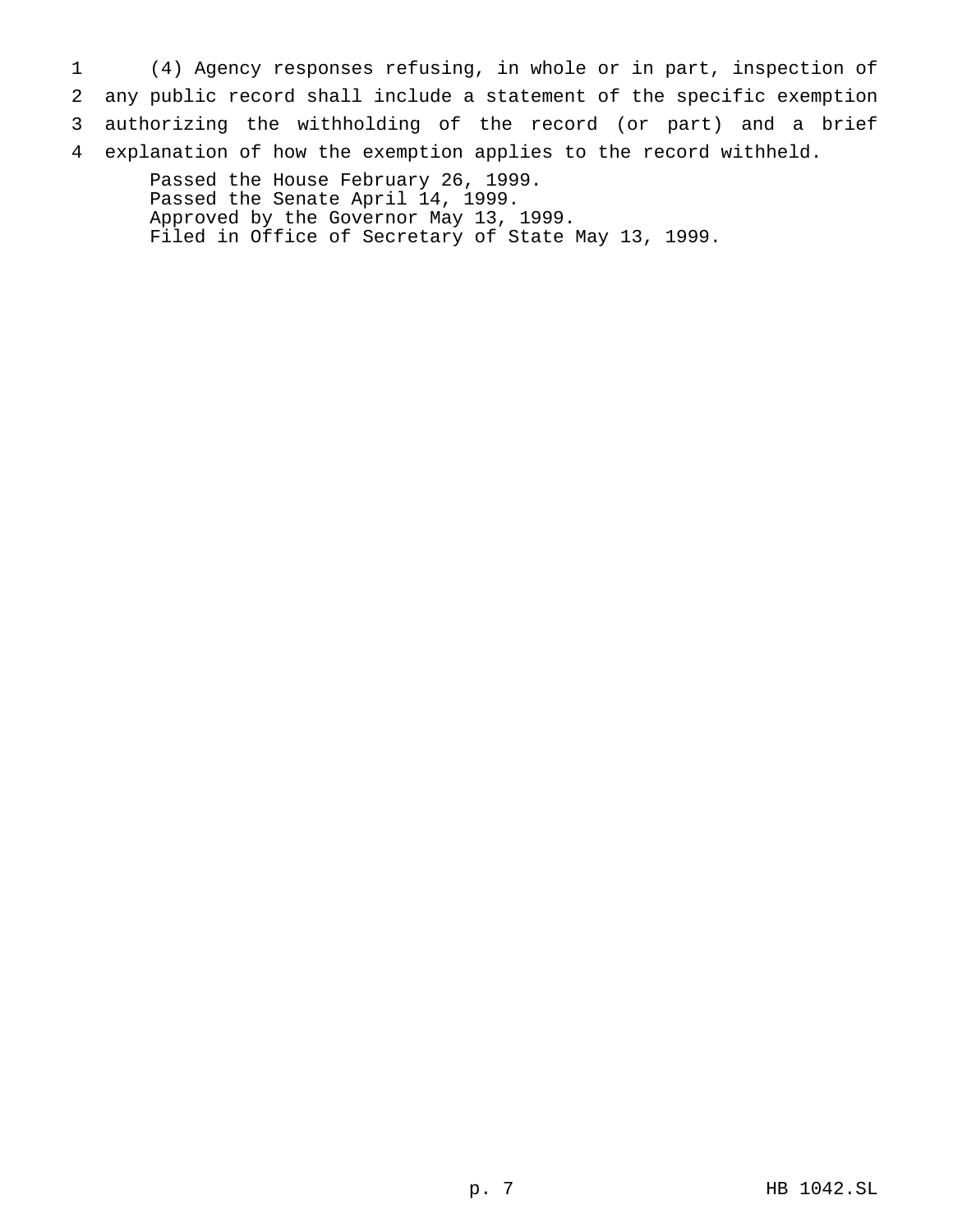(4) Agency responses refusing, in whole or in part, inspection of any public record shall include a statement of the specific exemption authorizing the withholding of the record (or part) and a brief explanation of how the exemption applies to the record withheld.

Passed the House February 26, 1999.
Passed the Senate April 14, 1999.
Approved by the Governor May 13, 1999.
Filed in Office of Secretary of State May 13, 1999.